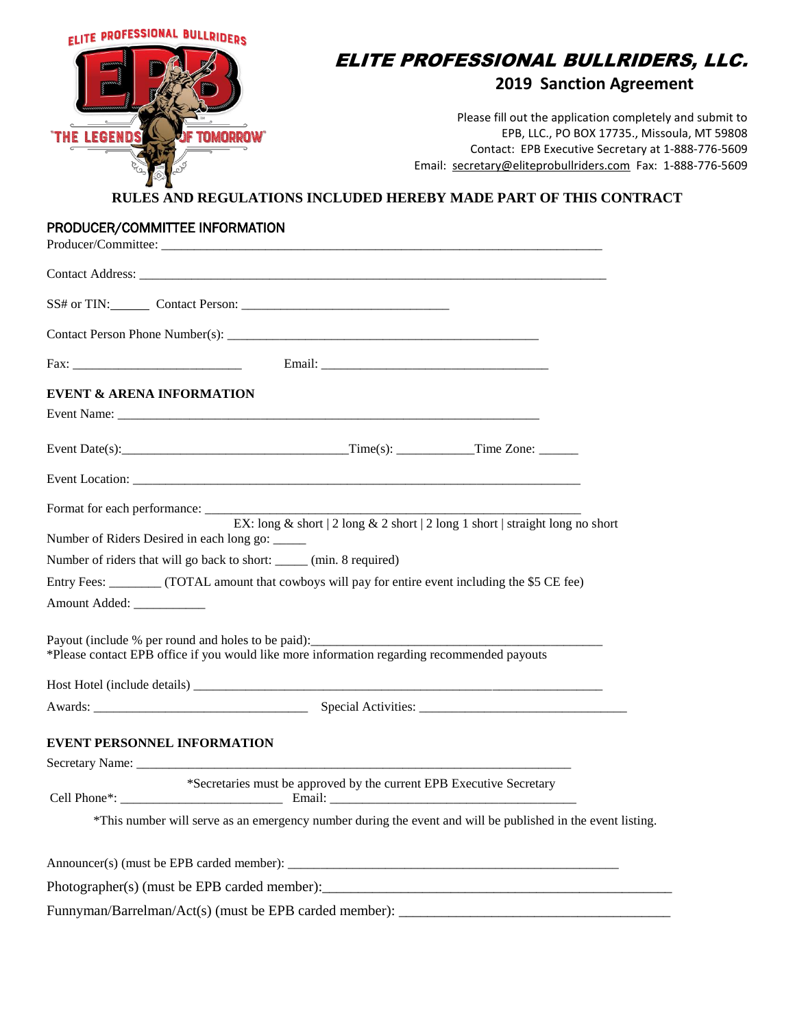ELITE PROFESSIONAL BULLRIDERS

"THE LEGENDS OF TOMORROW"

# ELITE PROFESSIONAL BULLRIDERS, LLC.

## 2019 Sanction Agreement

Please fill out the application completely and submit to EPB, LLC., PO BOX 17735., Missoula, MT 59808
Contact: EPB Executive Secretary at 1-888-776-5609
Email: secretary@eliteprobullriders.com Fax: 1-888-776-5609

**RULES AND REGULATIONS INCLUDED HEREBY MADE PART OF THIS CONTRACT**

### PRODUCER/COMMITTEE INFORMATION

Producer/Committee: ____________________________________________________________________

Contact Address: ________________________________________________________________________

SS# or TIN:______ Contact Person: ________________________________

Contact Person Phone Number(s): _________________________________________________

Fax: ___________________________ Email: ___________________________________

### EVENT & ARENA INFORMATION

Event Name: __________________________________________________________________

Event Date(s):___________________________________Time(s): ____________Time Zone: ______

Event Location: ______________________________________________________________________

Format for each performance: ___________________________________________________________
EX: long & short | 2 long & 2 short | 2 long 1 short | straight long no short

Number of Riders Desired in each long go: _____

Number of riders that will go back to short: _____ (min. 8 required)

Entry Fees: ________ (TOTAL amount that cowboys will pay for entire event including the $5 CE fee)

Amount Added: ___________

Payout (include % per round and holes to be paid):_______________________________________________
*Please contact EPB office if you would like more information regarding recommended payouts

Host Hotel (include details) _____________________________________________________________

Awards: __________________________________ Special Activities: _________________________________

### EVENT PERSONNEL INFORMATION

Secretary Name: _____________________________________________________________________
*Secretaries must be approved by the current EPB Executive Secretary

Cell Phone*: _________________________ Email: ______________________________________

*This number will serve as an emergency number during the event and will be published in the event listing.

Announcer(s) (must be EPB carded member): ____________________________________________________

Photographer(s) (must be EPB carded member):______________________________________________________

Funnyman/Barrelman/Act(s) (must be EPB carded member): ________________________________________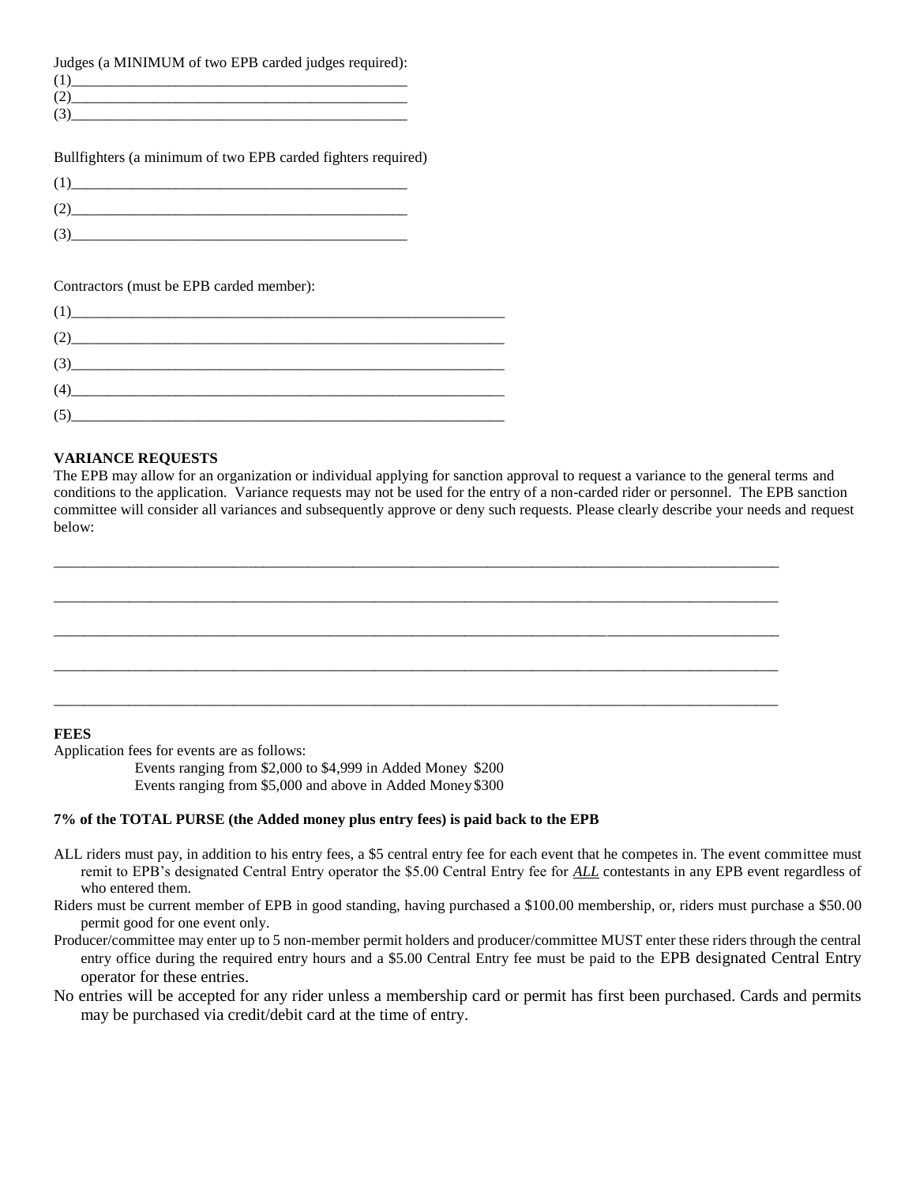Judges (a MINIMUM of two EPB carded judges required):
(1)______________________________________________
(2)______________________________________________
(3)______________________________________________

Bullfighters (a minimum of two EPB carded fighters required)

(1)______________________________________________

(2)______________________________________________

(3)______________________________________________

Contractors (must be EPB carded member):

(1)____________________________________________________________

(2)____________________________________________________________

(3)____________________________________________________________

(4)____________________________________________________________

(5)____________________________________________________________

**VARIANCE REQUESTS**

The EPB may allow for an organization or individual applying for sanction approval to request a variance to the general terms and conditions to the application. Variance requests may not be used for the entry of a non-carded rider or personnel. The EPB sanction committee will consider all variances and subsequently approve or deny such requests. Please clearly describe your needs and request below:

_____________________________________________________________________________________________________

_____________________________________________________________________________________________________

_____________________________________________________________________________________________________

_____________________________________________________________________________________________________

_____________________________________________________________________________________________________

**FEES**

Application fees for events are as follows:

Events ranging from $2,000 to $4,999 in Added Money $200
Events ranging from $5,000 and above in Added Money $300

**7% of the TOTAL PURSE (the Added money plus entry fees) is paid back to the EPB**

ALL riders must pay, in addition to his entry fees, a $5 central entry fee for each event that he competes in. The event committee must remit to EPB's designated Central Entry operator the $5.00 Central Entry fee for ***ALL*** contestants in any EPB event regardless of who entered them.

Riders must be current member of EPB in good standing, having purchased a $100.00 membership, or, riders must purchase a $50.00 permit good for one event only.

Producer/committee may enter up to 5 non-member permit holders and producer/committee MUST enter these riders through the central entry office during the required entry hours and a $5.00 Central Entry fee must be paid to the EPB designated Central Entry operator for these entries.

No entries will be accepted for any rider unless a membership card or permit has first been purchased. Cards and permits may be purchased via credit/debit card at the time of entry.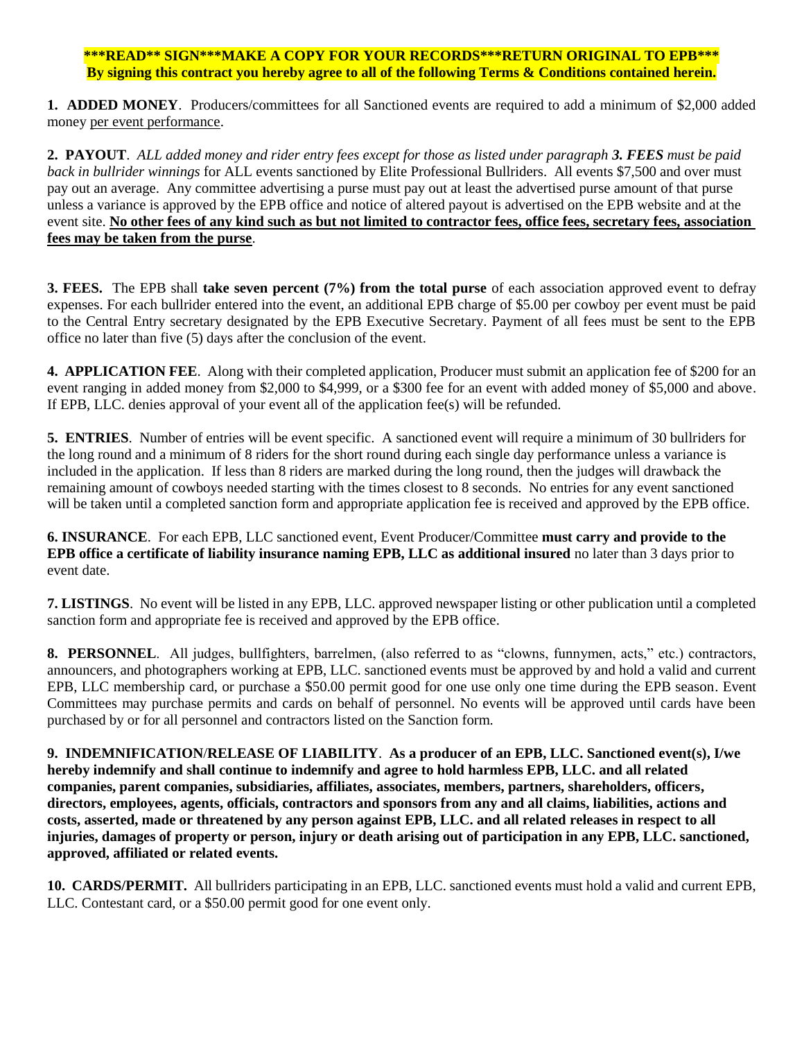**\*\*\*READ\*\* SIGN\*\*\*MAKE A COPY FOR YOUR RECORDS\*\*\*RETURN ORIGINAL TO EPB\*\*\***
**By signing this contract you hereby agree to all of the following Terms & Conditions contained herein.**

**1. ADDED MONEY**. Producers/committees for all Sanctioned events are required to add a minimum of $2,000 added money <u>per event performance</u>.

**2. PAYOUT**. *ALL added money and rider entry fees except for those as listed under paragraph **3. FEES** must be paid back in bullrider winnings* for ALL events sanctioned by Elite Professional Bullriders. All events $7,500 and over must pay out an average. Any committee advertising a purse must pay out at least the advertised purse amount of that purse unless a variance is approved by the EPB office and notice of altered payout is advertised on the EPB website and at the event site. **<u>No other fees of any kind such as but not limited to contractor fees, office fees, secretary fees, association fees may be taken from the purse</u>**.

**3. FEES.** The EPB shall **take seven percent (7%) from the total purse** of each association approved event to defray expenses. For each bullrider entered into the event, an additional EPB charge of $5.00 per cowboy per event must be paid to the Central Entry secretary designated by the EPB Executive Secretary. Payment of all fees must be sent to the EPB office no later than five (5) days after the conclusion of the event.

**4. APPLICATION FEE**. Along with their completed application, Producer must submit an application fee of $200 for an event ranging in added money from $2,000 to $4,999, or a $300 fee for an event with added money of $5,000 and above. If EPB, LLC. denies approval of your event all of the application fee(s) will be refunded.

**5. ENTRIES**. Number of entries will be event specific. A sanctioned event will require a minimum of 30 bullriders for the long round and a minimum of 8 riders for the short round during each single day performance unless a variance is included in the application. If less than 8 riders are marked during the long round, then the judges will drawback the remaining amount of cowboys needed starting with the times closest to 8 seconds. No entries for any event sanctioned will be taken until a completed sanction form and appropriate application fee is received and approved by the EPB office.

**6. INSURANCE**. For each EPB, LLC sanctioned event, Event Producer/Committee **must carry and provide to the EPB office a certificate of liability insurance naming EPB, LLC as additional insured** no later than 3 days prior to event date.

**7. LISTINGS**. No event will be listed in any EPB, LLC. approved newspaper listing or other publication until a completed sanction form and appropriate fee is received and approved by the EPB office.

**8. PERSONNEL**. All judges, bullfighters, barrelmen, (also referred to as "clowns, funnymen, acts," etc.) contractors, announcers, and photographers working at EPB, LLC. sanctioned events must be approved by and hold a valid and current EPB, LLC membership card, or purchase a $50.00 permit good for one use only one time during the EPB season. Event Committees may purchase permits and cards on behalf of personnel. No events will be approved until cards have been purchased by or for all personnel and contractors listed on the Sanction form.

**9. INDEMNIFICATION/RELEASE OF LIABILITY**. **As a producer of an EPB, LLC. Sanctioned event(s), I/we hereby indemnify and shall continue to indemnify and agree to hold harmless EPB, LLC. and all related companies, parent companies, subsidiaries, affiliates, associates, members, partners, shareholders, officers, directors, employees, agents, officials, contractors and sponsors from any and all claims, liabilities, actions and costs, asserted, made or threatened by any person against EPB, LLC. and all related releases in respect to all injuries, damages of property or person, injury or death arising out of participation in any EPB, LLC. sanctioned, approved, affiliated or related events.**

**10. CARDS/PERMIT.** All bullriders participating in an EPB, LLC. sanctioned events must hold a valid and current EPB, LLC. Contestant card, or a $50.00 permit good for one event only.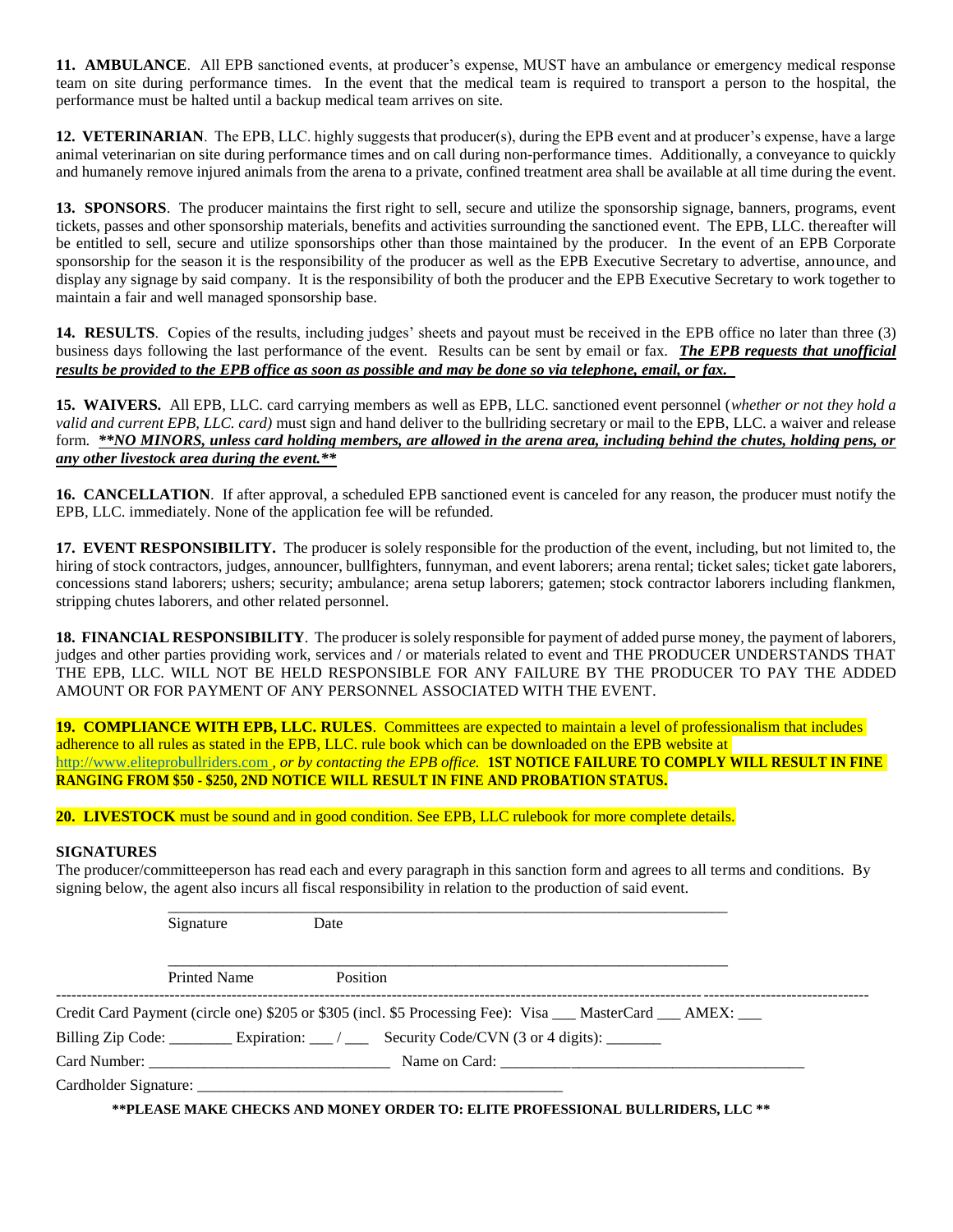**11. AMBULANCE**. All EPB sanctioned events, at producer's expense, MUST have an ambulance or emergency medical response team on site during performance times. In the event that the medical team is required to transport a person to the hospital, the performance must be halted until a backup medical team arrives on site.

**12. VETERINARIAN**. The EPB, LLC. highly suggests that producer(s), during the EPB event and at producer's expense, have a large animal veterinarian on site during performance times and on call during non-performance times. Additionally, a conveyance to quickly and humanely remove injured animals from the arena to a private, confined treatment area shall be available at all time during the event.

**13. SPONSORS**. The producer maintains the first right to sell, secure and utilize the sponsorship signage, banners, programs, event tickets, passes and other sponsorship materials, benefits and activities surrounding the sanctioned event. The EPB, LLC. thereafter will be entitled to sell, secure and utilize sponsorships other than those maintained by the producer. In the event of an EPB Corporate sponsorship for the season it is the responsibility of the producer as well as the EPB Executive Secretary to advertise, announce, and display any signage by said company. It is the responsibility of both the producer and the EPB Executive Secretary to work together to maintain a fair and well managed sponsorship base.

**14. RESULTS**. Copies of the results, including judges' sheets and payout must be received in the EPB office no later than three (3) business days following the last performance of the event. Results can be sent by email or fax. ***The EPB requests that unofficial results be provided to the EPB office as soon as possible and may be done so via telephone, email, or fax.***

**15. WAIVERS.** All EPB, LLC. card carrying members as well as EPB, LLC. sanctioned event personnel (*whether or not they hold a valid and current EPB, LLC. card)* must sign and hand deliver to the bullriding secretary or mail to the EPB, LLC. a waiver and release form. ***\*\*NO MINORS, unless card holding members, are allowed in the arena area, including behind the chutes, holding pens, or any other livestock area during the event.\*\****

**16. CANCELLATION**. If after approval, a scheduled EPB sanctioned event is canceled for any reason, the producer must notify the EPB, LLC. immediately. None of the application fee will be refunded.

**17. EVENT RESPONSIBILITY.** The producer is solely responsible for the production of the event, including, but not limited to, the hiring of stock contractors, judges, announcer, bullfighters, funnyman, and event laborers; arena rental; ticket sales; ticket gate laborers, concessions stand laborers; ushers; security; ambulance; arena setup laborers; gatemen; stock contractor laborers including flankmen, stripping chutes laborers, and other related personnel.

**18. FINANCIAL RESPONSIBILITY**. The producer is solely responsible for payment of added purse money, the payment of laborers, judges and other parties providing work, services and / or materials related to event and THE PRODUCER UNDERSTANDS THAT THE EPB, LLC. WILL NOT BE HELD RESPONSIBLE FOR ANY FAILURE BY THE PRODUCER TO PAY THE ADDED AMOUNT OR FOR PAYMENT OF ANY PERSONNEL ASSOCIATED WITH THE EVENT.

**19. COMPLIANCE WITH EPB, LLC. RULES**. Committees are expected to maintain a level of professionalism that includes adherence to all rules as stated in the EPB, LLC. rule book which can be downloaded on the EPB website at http://www.eliteprobullriders.com , *or by contacting the EPB office.* **1ST NOTICE FAILURE TO COMPLY WILL RESULT IN FINE RANGING FROM $50 - $250, 2ND NOTICE WILL RESULT IN FINE AND PROBATION STATUS.**

**20. LIVESTOCK** must be sound and in good condition. See EPB, LLC rulebook for more complete details.

**SIGNATURES**

The producer/committeeperson has read each and every paragraph in this sanction form and agrees to all terms and conditions. By signing below, the agent also incurs all fiscal responsibility in relation to the production of said event.

\_\_\_\_\_\_\_\_\_\_\_\_\_\_\_\_\_\_\_\_\_\_\_\_\_\_\_\_\_\_\_\_\_\_\_\_\_\_\_\_\_\_\_\_\_\_\_\_\_\_\_\_\_\_\_\_\_\_\_\_\_\_\_\_

Signature Date

\_\_\_\_\_\_\_\_\_\_\_\_\_\_\_\_\_\_\_\_\_\_\_\_\_\_\_\_\_\_\_\_\_\_\_\_\_\_\_\_\_\_\_\_\_\_\_\_\_\_\_\_\_\_\_\_\_\_\_\_\_\_\_\_

Printed Name Position

---

Credit Card Payment (circle one) $205 or $305 (incl. $5 Processing Fee): Visa \_\_\_ MasterCard \_\_\_ AMEX: \_\_\_

Billing Zip Code: \_\_\_\_\_\_\_\_ Expiration: \_\_\_ / \_\_\_ Security Code/CVN (3 or 4 digits): \_\_\_\_\_\_\_

Card Number: \_\_\_\_\_\_\_\_\_\_\_\_\_\_\_\_\_\_\_\_\_\_\_\_\_\_\_\_\_\_ Name on Card: \_\_\_\_\_\_\_\_\_\_\_\_\_\_\_\_\_\_\_\_\_\_\_\_\_\_\_\_\_\_\_\_\_\_\_\_\_\_

Cardholder Signature: \_\_\_\_\_\_\_\_\_\_\_\_\_\_\_\_\_\_\_\_\_\_\_\_\_\_\_\_\_\_\_\_\_\_\_\_\_\_\_\_\_\_\_\_\_\_\_\_

**\*\*PLEASE MAKE CHECKS AND MONEY ORDER TO: ELITE PROFESSIONAL BULLRIDERS, LLC \*\***